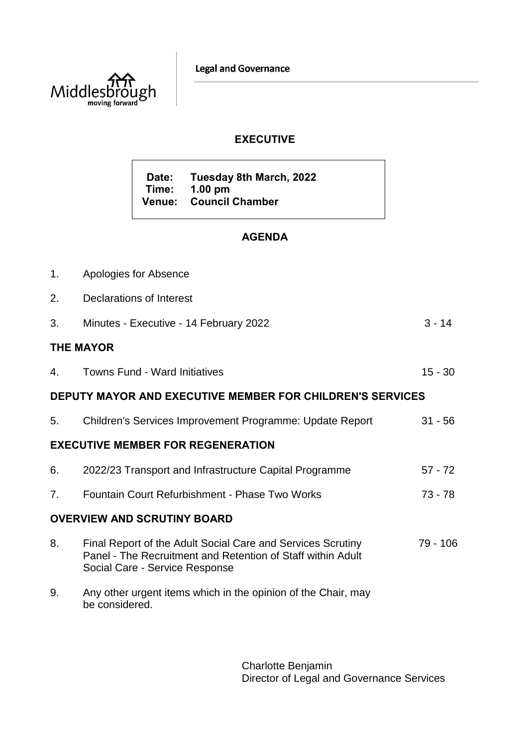Middlesbrough
moving forward

**Legal and Governance**

# EXECUTIVE

**Date:** Tuesday 8th March, 2022
**Time:** 1.00 pm
**Venue:** Council Chamber

## AGENDA

| | | |
|---|---|---|
| 1. | Apologies for Absence | |
| 2. | Declarations of Interest | |
| 3. | Minutes - Executive - 14 February 2022 | 3 - 14 |
| **THE MAYOR** | | |
| 4. | Towns Fund - Ward Initiatives | 15 - 30 |
| **DEPUTY MAYOR AND EXECUTIVE MEMBER FOR CHILDREN'S SERVICES** | | |
| 5. | Children's Services Improvement Programme: Update Report | 31 - 56 |
| **EXECUTIVE MEMBER FOR REGENERATION** | | |
| 6. | 2022/23 Transport and Infrastructure Capital Programme | 57 - 72 |
| 7. | Fountain Court Refurbishment - Phase Two Works | 73 - 78 |
| **OVERVIEW AND SCRUTINY BOARD** | | |
| 8. | Final Report of the Adult Social Care and Services Scrutiny Panel - The Recruitment and Retention of Staff within Adult Social Care - Service Response | 79 - 106 |
| 9. | Any other urgent items which in the opinion of the Chair, may be considered. | |

Charlotte Benjamin
Director of Legal and Governance Services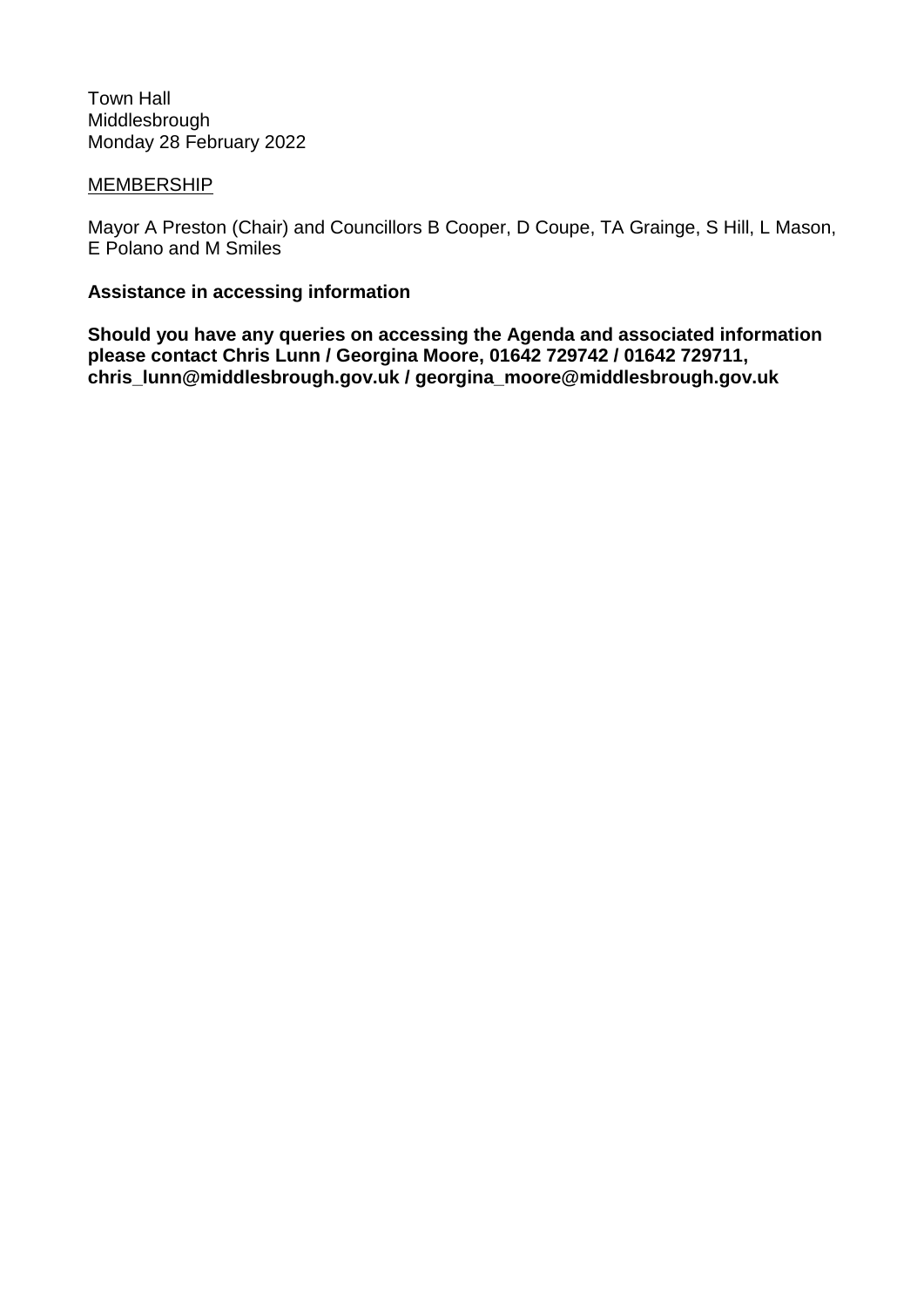Town Hall
Middlesbrough
Monday 28 February 2022

MEMBERSHIP

Mayor A Preston (Chair) and Councillors B Cooper, D Coupe, TA Grainge, S Hill, L Mason, E Polano and M Smiles

**Assistance in accessing information**

**Should you have any queries on accessing the Agenda and associated information please contact Chris Lunn / Georgina Moore, 01642 729742 / 01642 729711, chris_lunn@middlesbrough.gov.uk / georgina_moore@middlesbrough.gov.uk**